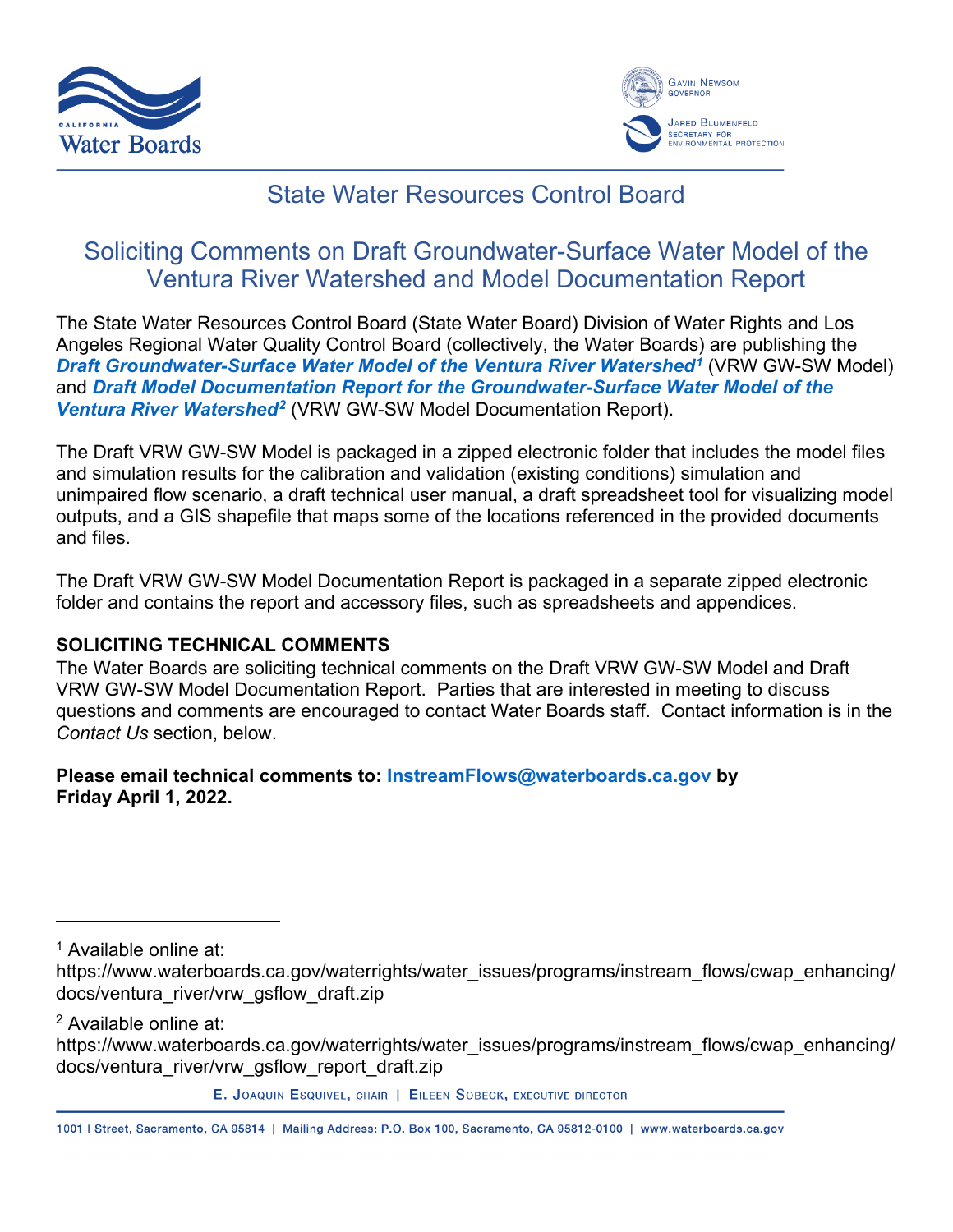# State Water Resources Control Board

## Soliciting Comments on Draft Groundwater-Surface Water Model of the Ventura River Watershed and Model Documentation Report

The State Water Resources Control Board (State Water Board) Division of Water Rights and Los Angeles Regional Water Quality Control Board (collectively, the Water Boards) are publishing the ***Draft Groundwater-Surface Water Model of the Ventura River Watershed[1]*** (VRW GW-SW Model) and ***Draft Model Documentation Report for the Groundwater-Surface Water Model of the Ventura River Watershed[2]*** (VRW GW-SW Model Documentation Report).

The Draft VRW GW-SW Model is packaged in a zipped electronic folder that includes the model files and simulation results for the calibration and validation (existing conditions) simulation and unimpaired flow scenario, a draft technical user manual, a draft spreadsheet tool for visualizing model outputs, and a GIS shapefile that maps some of the locations referenced in the provided documents and files.

The Draft VRW GW-SW Model Documentation Report is packaged in a separate zipped electronic folder and contains the report and accessory files, such as spreadsheets and appendices.

**SOLICITING TECHNICAL COMMENTS**

The Water Boards are soliciting technical comments on the Draft VRW GW-SW Model and Draft VRW GW-SW Model Documentation Report. Parties that are interested in meeting to discuss questions and comments are encouraged to contact Water Boards staff. Contact information is in the *Contact Us* section, below.

**Please email technical comments to: InstreamFlows@waterboards.ca.gov by Friday April 1, 2022.**

---

[1] Available online at: https://www.waterboards.ca.gov/waterrights/water_issues/programs/instream_flows/cwap_enhancing/docs/ventura_river/vrw_gsflow_draft.zip

[2] Available online at: https://www.waterboards.ca.gov/waterrights/water_issues/programs/instream_flows/cwap_enhancing/docs/ventura_river/vrw_gsflow_report_draft.zip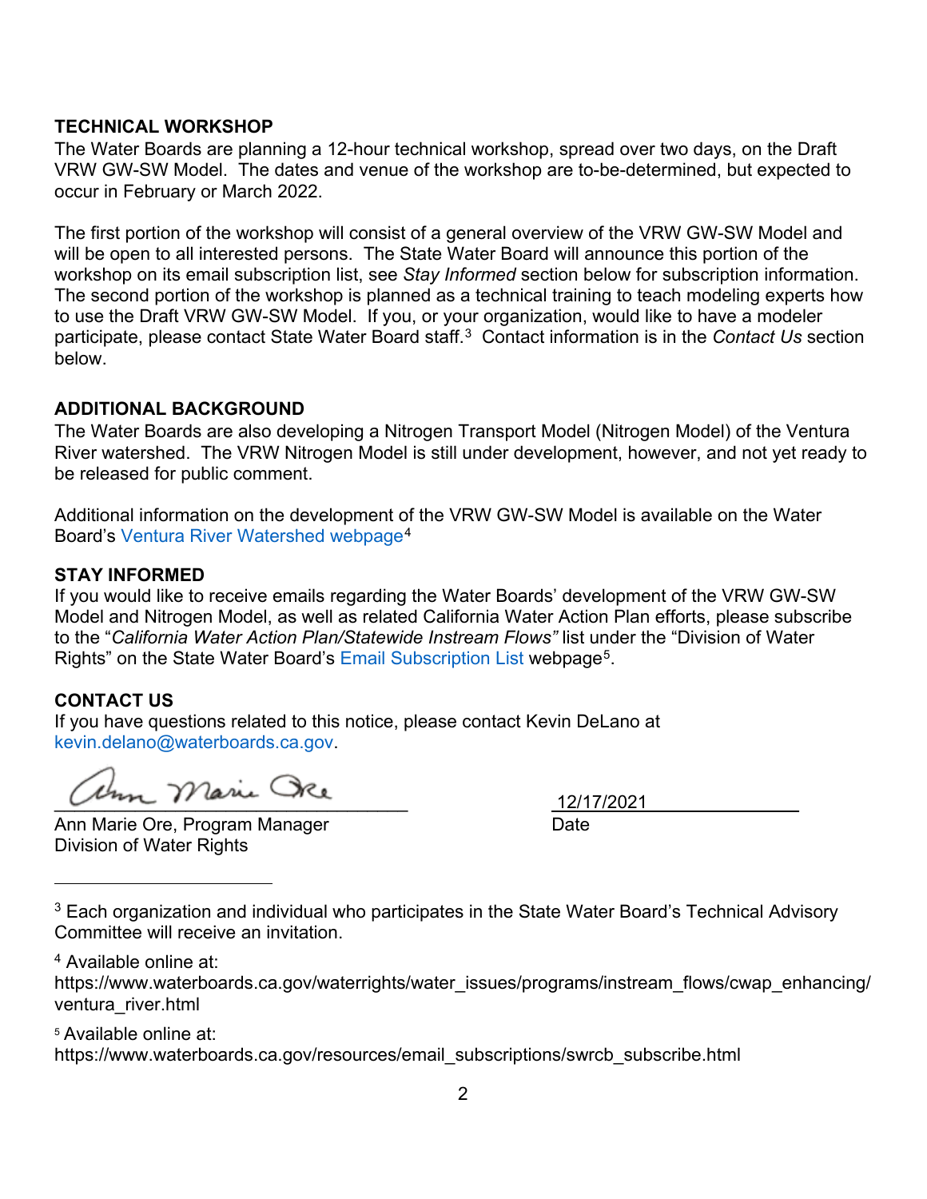## TECHNICAL WORKSHOP

The Water Boards are planning a 12-hour technical workshop, spread over two days, on the Draft VRW GW-SW Model. The dates and venue of the workshop are to-be-determined, but expected to occur in February or March 2022.

The first portion of the workshop will consist of a general overview of the VRW GW-SW Model and will be open to all interested persons. The State Water Board will announce this portion of the workshop on its email subscription list, see *Stay Informed* section below for subscription information. The second portion of the workshop is planned as a technical training to teach modeling experts how to use the Draft VRW GW-SW Model. If you, or your organization, would like to have a modeler participate, please contact State Water Board staff.[3] Contact information is in the *Contact Us* section below.

## ADDITIONAL BACKGROUND

The Water Boards are also developing a Nitrogen Transport Model (Nitrogen Model) of the Ventura River watershed. The VRW Nitrogen Model is still under development, however, and not yet ready to be released for public comment.

Additional information on the development of the VRW GW-SW Model is available on the Water Board's Ventura River Watershed webpage[4]

## STAY INFORMED

If you would like to receive emails regarding the Water Boards' development of the VRW GW-SW Model and Nitrogen Model, as well as related California Water Action Plan efforts, please subscribe to the "*California Water Action Plan/Statewide Instream Flows"* list under the "Division of Water Rights" on the State Water Board's Email Subscription List webpage[5].

## CONTACT US

If you have questions related to this notice, please contact Kevin DeLano at kevin.delano@waterboards.ca.gov.

Ann Marie Ore (signature)
Ann Marie Ore, Program Manager
Division of Water Rights

12/17/2021
Date

---

[3] Each organization and individual who participates in the State Water Board's Technical Advisory Committee will receive an invitation.

[4] Available online at: https://www.waterboards.ca.gov/waterrights/water_issues/programs/instream_flows/cwap_enhancing/ventura_river.html

[5] Available online at: https://www.waterboards.ca.gov/resources/email_subscriptions/swrcb_subscribe.html